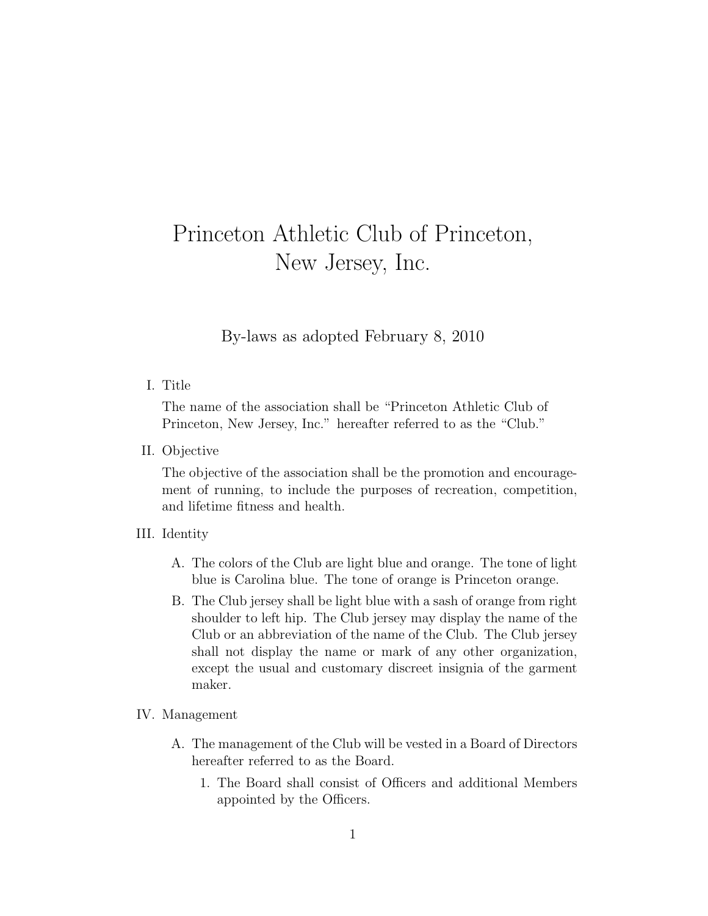# Princeton Athletic Club of Princeton, New Jersey, Inc.

By-laws as adopted February 8, 2010

I. Title

The name of the association shall be "Princeton Athletic Club of Princeton, New Jersey, Inc." hereafter referred to as the "Club."

II. Objective

The objective of the association shall be the promotion and encouragement of running, to include the purposes of recreation, competition, and lifetime fitness and health.

III. Identity

A. The colors of the Club are light blue and orange. The tone of light blue is Carolina blue. The tone of orange is Princeton orange.

B. The Club jersey shall be light blue with a sash of orange from right shoulder to left hip. The Club jersey may display the name of the Club or an abbreviation of the name of the Club. The Club jersey shall not display the name or mark of any other organization, except the usual and customary discreet insignia of the garment maker.

IV. Management

A. The management of the Club will be vested in a Board of Directors hereafter referred to as the Board.

1. The Board shall consist of Officers and additional Members appointed by the Officers.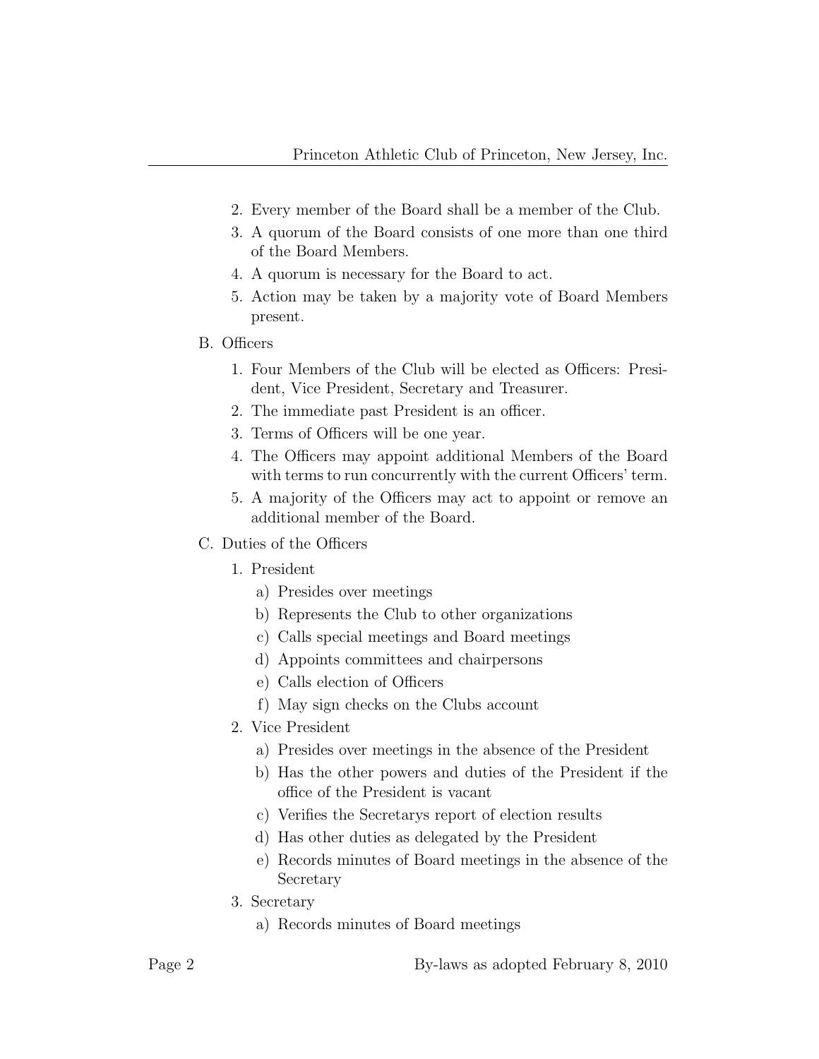2. Every member of the Board shall be a member of the Club.
3. A quorum of the Board consists of one more than one third of the Board Members.
4. A quorum is necessary for the Board to act.
5. Action may be taken by a majority vote of Board Members present.

B. Officers

1. Four Members of the Club will be elected as Officers: President, Vice President, Secretary and Treasurer.
2. The immediate past President is an officer.
3. Terms of Officers will be one year.
4. The Officers may appoint additional Members of the Board with terms to run concurrently with the current Officers' term.
5. A majority of the Officers may act to appoint or remove an additional member of the Board.

C. Duties of the Officers

1. President
   a) Presides over meetings
   b) Represents the Club to other organizations
   c) Calls special meetings and Board meetings
   d) Appoints committees and chairpersons
   e) Calls election of Officers
   f) May sign checks on the Clubs account
2. Vice President
   a) Presides over meetings in the absence of the President
   b) Has the other powers and duties of the President if the office of the President is vacant
   c) Verifies the Secretarys report of election results
   d) Has other duties as delegated by the President
   e) Records minutes of Board meetings in the absence of the Secretary
3. Secretary
   a) Records minutes of Board meetings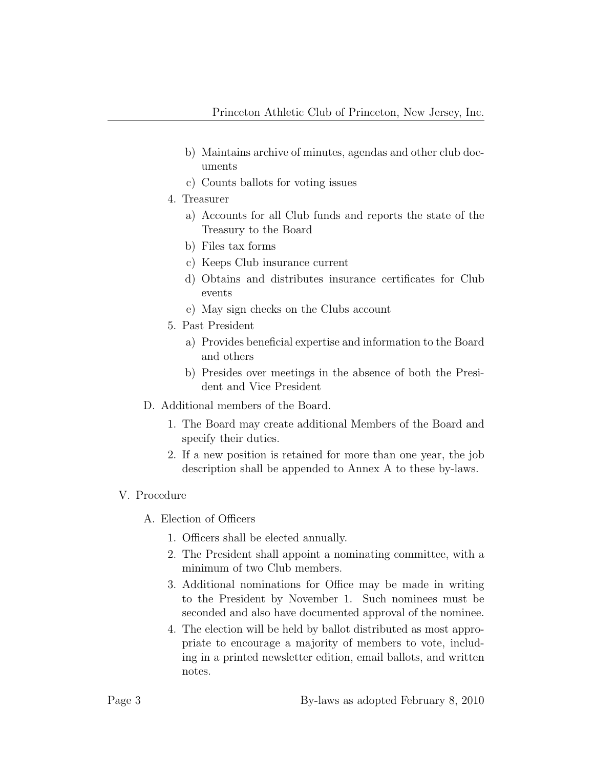b) Maintains archive of minutes, agendas and other club documents
   c) Counts ballots for voting issues

4. Treasurer
   a) Accounts for all Club funds and reports the state of the Treasury to the Board
   b) Files tax forms
   c) Keeps Club insurance current
   d) Obtains and distributes insurance certificates for Club events
   e) May sign checks on the Clubs account

5. Past President
   a) Provides beneficial expertise and information to the Board and others
   b) Presides over meetings in the absence of both the President and Vice President

D. Additional members of the Board.

1. The Board may create additional Members of the Board and specify their duties.
2. If a new position is retained for more than one year, the job description shall be appended to Annex A to these by-laws.

## V. Procedure

A. Election of Officers

1. Officers shall be elected annually.
2. The President shall appoint a nominating committee, with a minimum of two Club members.
3. Additional nominations for Office may be made in writing to the President by November 1. Such nominees must be seconded and also have documented approval of the nominee.
4. The election will be held by ballot distributed as most appropriate to encourage a majority of members to vote, including in a printed newsletter edition, email ballots, and written notes.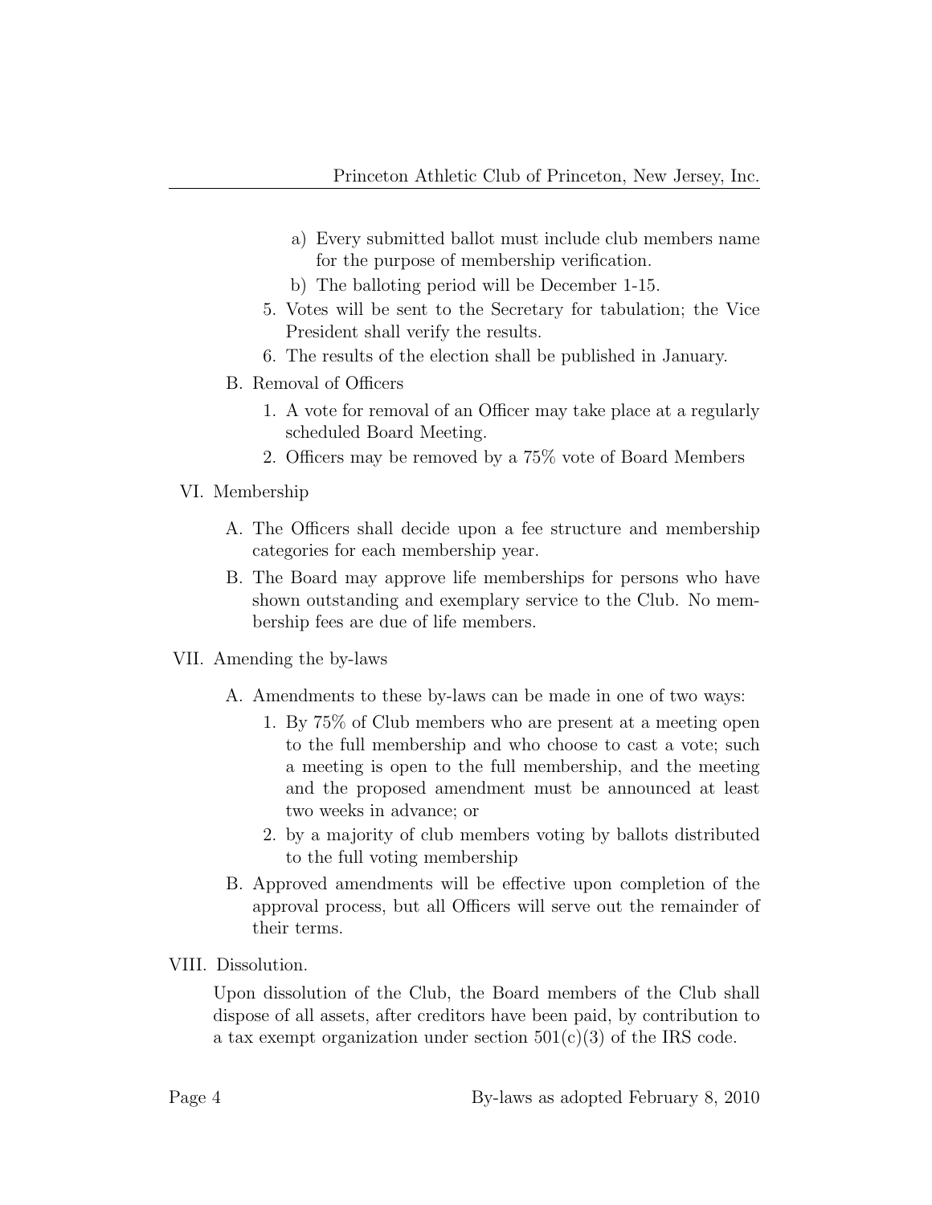a) Every submitted ballot must include club members name for the purpose of membership verification.
   b) The balloting period will be December 1-15.
5. Votes will be sent to the Secretary for tabulation; the Vice President shall verify the results.
6. The results of the election shall be published in January.

B. Removal of Officers
   1. A vote for removal of an Officer may take place at a regularly scheduled Board Meeting.
   2. Officers may be removed by a 75% vote of Board Members

VI. Membership

A. The Officers shall decide upon a fee structure and membership categories for each membership year.

B. The Board may approve life memberships for persons who have shown outstanding and exemplary service to the Club. No membership fees are due of life members.

VII. Amending the by-laws

A. Amendments to these by-laws can be made in one of two ways:
   1. By 75% of Club members who are present at a meeting open to the full membership and who choose to cast a vote; such a meeting is open to the full membership, and the meeting and the proposed amendment must be announced at least two weeks in advance; or
   2. by a majority of club members voting by ballots distributed to the full voting membership

B. Approved amendments will be effective upon completion of the approval process, but all Officers will serve out the remainder of their terms.

VIII. Dissolution.

Upon dissolution of the Club, the Board members of the Club shall dispose of all assets, after creditors have been paid, by contribution to a tax exempt organization under section 501(c)(3) of the IRS code.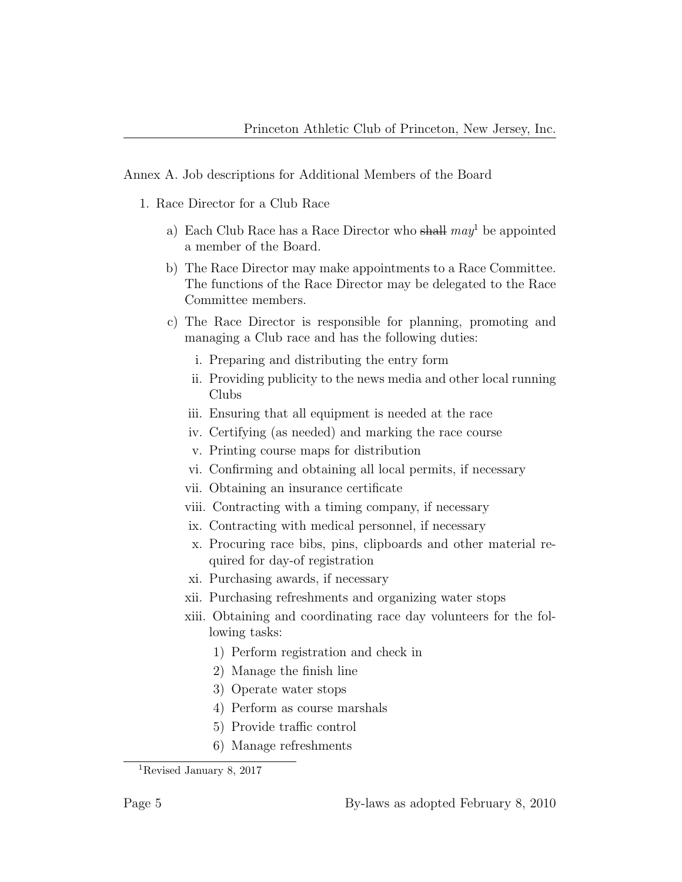Annex A. Job descriptions for Additional Members of the Board

1. Race Director for a Club Race

   a) Each Club Race has a Race Director who ~~shall~~ *may*[1] be appointed a member of the Board.

   b) The Race Director may make appointments to a Race Committee. The functions of the Race Director may be delegated to the Race Committee members.

   c) The Race Director is responsible for planning, promoting and managing a Club race and has the following duties:

      i. Preparing and distributing the entry form

      ii. Providing publicity to the news media and other local running Clubs

      iii. Ensuring that all equipment is needed at the race

      iv. Certifying (as needed) and marking the race course

      v. Printing course maps for distribution

      vi. Confirming and obtaining all local permits, if necessary

      vii. Obtaining an insurance certificate

      viii. Contracting with a timing company, if necessary

      ix. Contracting with medical personnel, if necessary

      x. Procuring race bibs, pins, clipboards and other material required for day-of registration

      xi. Purchasing awards, if necessary

      xii. Purchasing refreshments and organizing water stops

      xiii. Obtaining and coordinating race day volunteers for the following tasks:

         1) Perform registration and check in
         2) Manage the finish line
         3) Operate water stops
         4) Perform as course marshals
         5) Provide traffic control
         6) Manage refreshments

[1] Revised January 8, 2017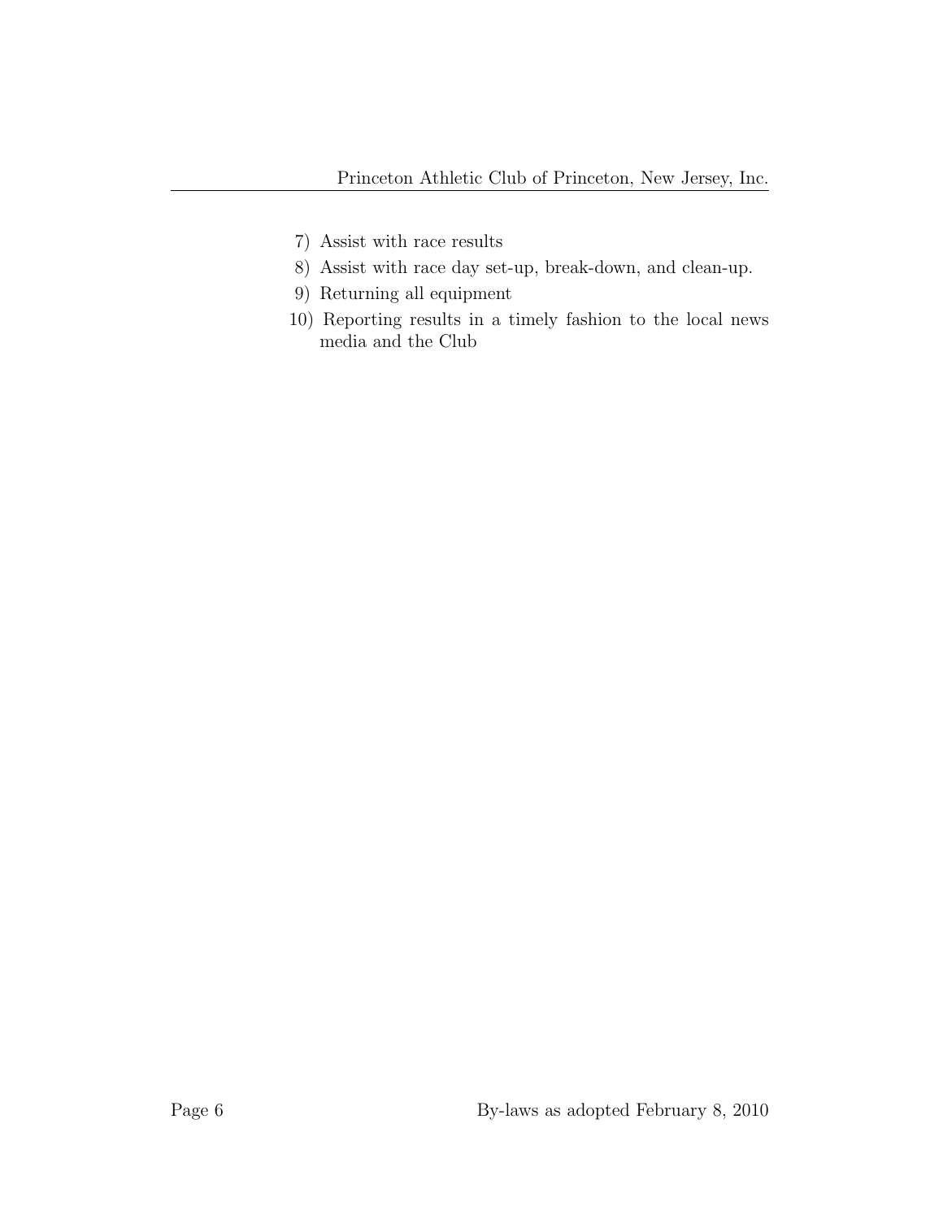7) Assist with race results
8) Assist with race day set-up, break-down, and clean-up.
9) Returning all equipment
10) Reporting results in a timely fashion to the local news media and the Club